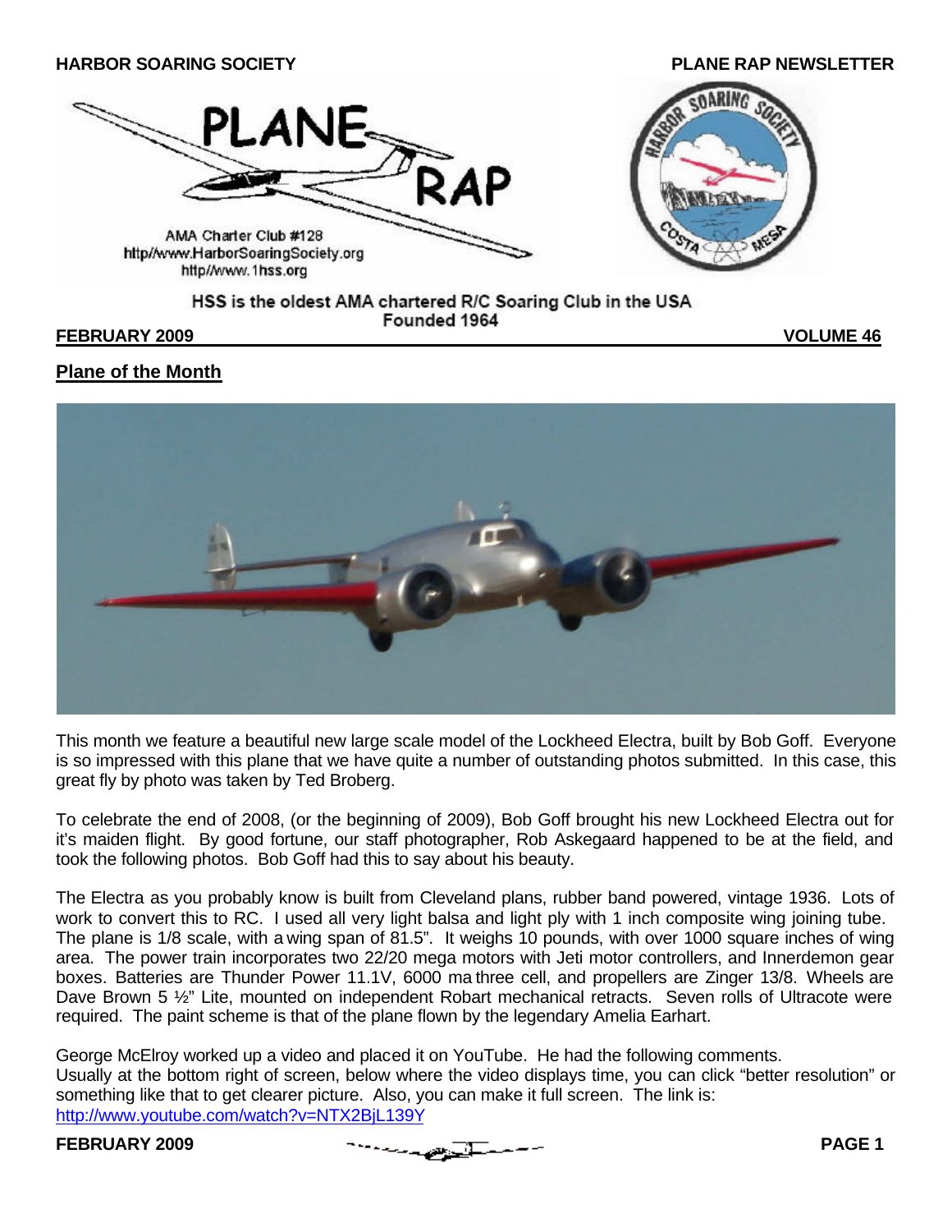HARBOR SOARING SOCIETY

PLANE RAP NEWSLETTER

AMA Charter Club #128
http//www.HarborSoaringSociety.org
http//www.1hss.org

HSS is the oldest AMA chartered R/C Soaring Club in the USA
Founded 1964

**FEBRUARY 2009** **VOLUME 46**

## Plane of the Month

This month we feature a beautiful new large scale model of the Lockheed Electra, built by Bob Goff. Everyone is so impressed with this plane that we have quite a number of outstanding photos submitted. In this case, this great fly by photo was taken by Ted Broberg.

To celebrate the end of 2008, (or the beginning of 2009), Bob Goff brought his new Lockheed Electra out for it's maiden flight. By good fortune, our staff photographer, Rob Askegaard happened to be at the field, and took the following photos. Bob Goff had this to say about his beauty.

The Electra as you probably know is built from Cleveland plans, rubber band powered, vintage 1936. Lots of work to convert this to RC. I used all very light balsa and light ply with 1 inch composite wing joining tube. The plane is 1/8 scale, with a wing span of 81.5". It weighs 10 pounds, with over 1000 square inches of wing area. The power train incorporates two 22/20 mega motors with Jeti motor controllers, and Innerdemon gear boxes. Batteries are Thunder Power 11.1V, 6000 ma three cell, and propellers are Zinger 13/8. Wheels are Dave Brown 5 ½" Lite, mounted on independent Robart mechanical retracts. Seven rolls of Ultracote were required. The paint scheme is that of the plane flown by the legendary Amelia Earhart.

George McElroy worked up a video and placed it on YouTube. He had the following comments.
Usually at the bottom right of screen, below where the video displays time, you can click "better resolution" or something like that to get clearer picture. Also, you can make it full screen. The link is:
http://www.youtube.com/watch?v=NTX2BjL139Y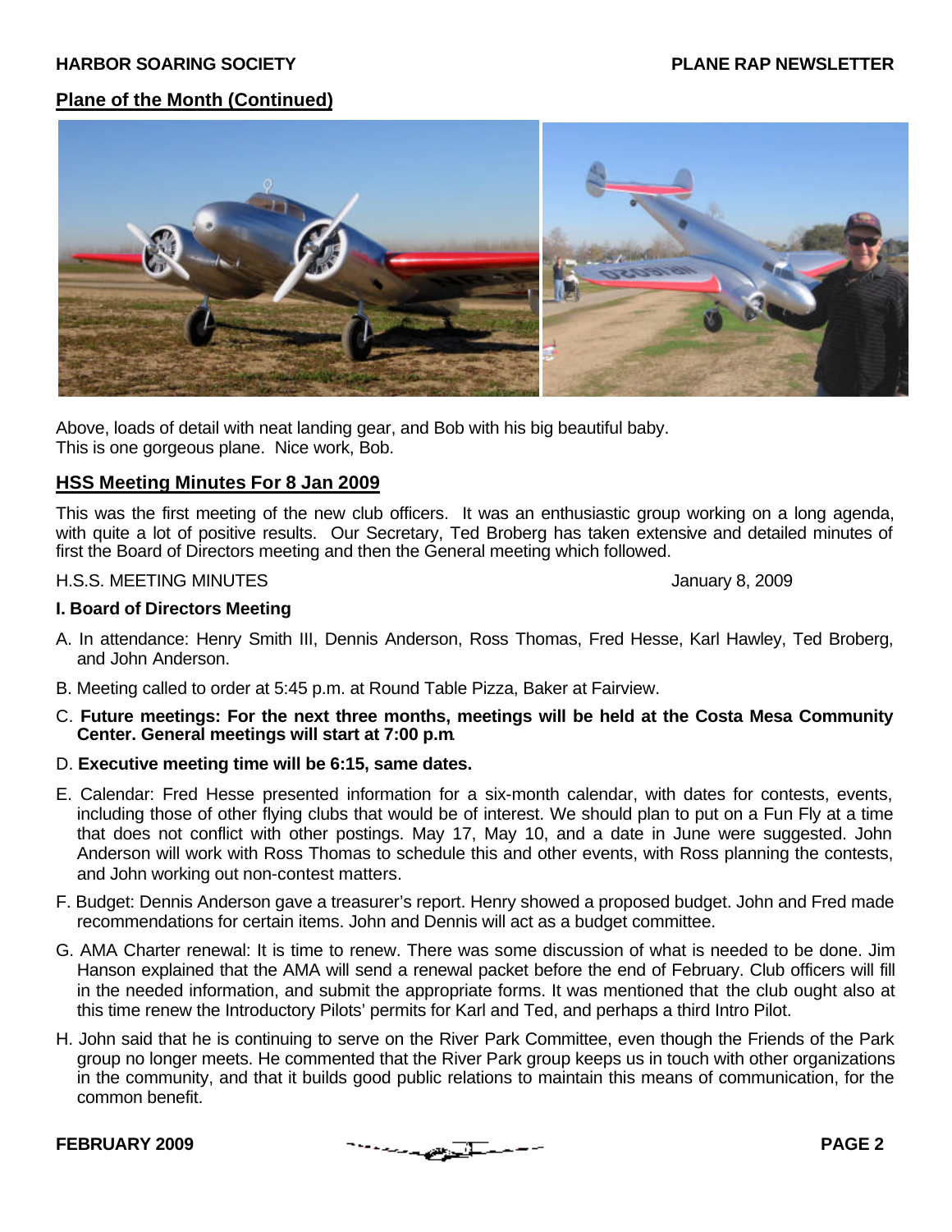## Plane of the Month (Continued)

Above, loads of detail with neat landing gear, and Bob with his big beautiful baby.
This is one gorgeous plane. Nice work, Bob.

## HSS Meeting Minutes For 8 Jan 2009

This was the first meeting of the new club officers. It was an enthusiastic group working on a long agenda, with quite a lot of positive results. Our Secretary, Ted Broberg has taken extensive and detailed minutes of first the Board of Directors meeting and then the General meeting which followed.

H.S.S. MEETING MINUTES January 8, 2009

### I. Board of Directors Meeting

A. In attendance: Henry Smith III, Dennis Anderson, Ross Thomas, Fred Hesse, Karl Hawley, Ted Broberg, and John Anderson.

B. Meeting called to order at 5:45 p.m. at Round Table Pizza, Baker at Fairview.

C. **Future meetings: For the next three months, meetings will be held at the Costa Mesa Community Center. General meetings will start at 7:00 p.m.**

D. **Executive meeting time will be 6:15, same dates.**

E. Calendar: Fred Hesse presented information for a six-month calendar, with dates for contests, events, including those of other flying clubs that would be of interest. We should plan to put on a Fun Fly at a time that does not conflict with other postings. May 17, May 10, and a date in June were suggested. John Anderson will work with Ross Thomas to schedule this and other events, with Ross planning the contests, and John working out non-contest matters.

F. Budget: Dennis Anderson gave a treasurer's report. Henry showed a proposed budget. John and Fred made recommendations for certain items. John and Dennis will act as a budget committee.

G. AMA Charter renewal: It is time to renew. There was some discussion of what is needed to be done. Jim Hanson explained that the AMA will send a renewal packet before the end of February. Club officers will fill in the needed information, and submit the appropriate forms. It was mentioned that the club ought also at this time renew the Introductory Pilots' permits for Karl and Ted, and perhaps a third Intro Pilot.

H. John said that he is continuing to serve on the River Park Committee, even though the Friends of the Park group no longer meets. He commented that the River Park group keeps us in touch with other organizations in the community, and that it builds good public relations to maintain this means of communication, for the common benefit.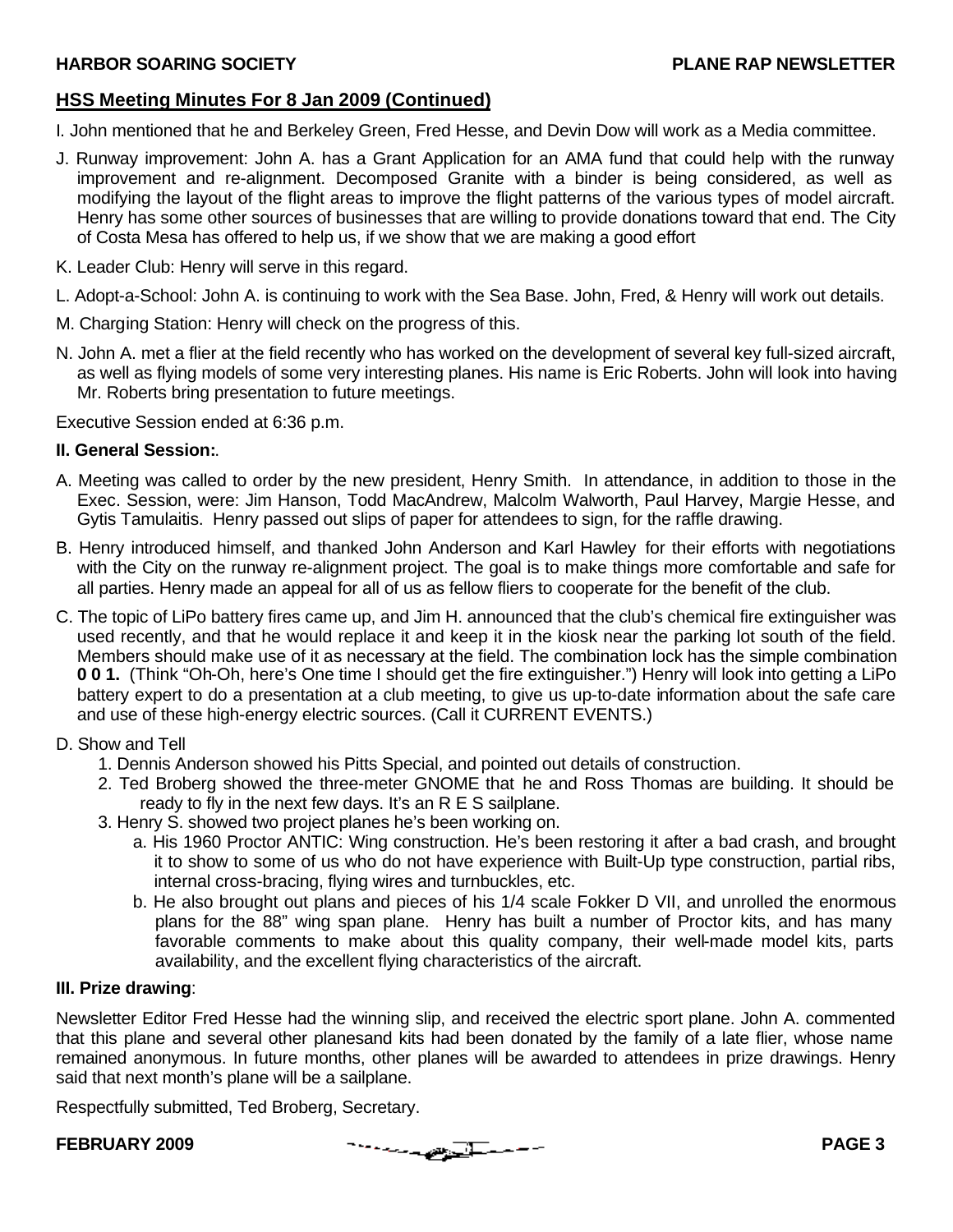## HSS Meeting Minutes For 8 Jan 2009 (Continued)

I. John mentioned that he and Berkeley Green, Fred Hesse, and Devin Dow will work as a Media committee.

J. Runway improvement: John A. has a Grant Application for an AMA fund that could help with the runway improvement and re-alignment. Decomposed Granite with a binder is being considered, as well as modifying the layout of the flight areas to improve the flight patterns of the various types of model aircraft. Henry has some other sources of businesses that are willing to provide donations toward that end. The City of Costa Mesa has offered to help us, if we show that we are making a good effort

K. Leader Club: Henry will serve in this regard.

L. Adopt-a-School: John A. is continuing to work with the Sea Base. John, Fred, & Henry will work out details.

M. Charging Station: Henry will check on the progress of this.

N. John A. met a flier at the field recently who has worked on the development of several key full-sized aircraft, as well as flying models of some very interesting planes. His name is Eric Roberts. John will look into having Mr. Roberts bring presentation to future meetings.

Executive Session ended at 6:36 p.m.

**II. General Session:**.

A. Meeting was called to order by the new president, Henry Smith. In attendance, in addition to those in the Exec. Session, were: Jim Hanson, Todd MacAndrew, Malcolm Walworth, Paul Harvey, Margie Hesse, and Gytis Tamulaitis. Henry passed out slips of paper for attendees to sign, for the raffle drawing.

B. Henry introduced himself, and thanked John Anderson and Karl Hawley for their efforts with negotiations with the City on the runway re-alignment project. The goal is to make things more comfortable and safe for all parties. Henry made an appeal for all of us as fellow fliers to cooperate for the benefit of the club.

C. The topic of LiPo battery fires came up, and Jim H. announced that the club's chemical fire extinguisher was used recently, and that he would replace it and keep it in the kiosk near the parking lot south of the field. Members should make use of it as necessary at the field. The combination lock has the simple combination **0 0 1.** (Think "Oh-Oh, here's One time I should get the fire extinguisher.") Henry will look into getting a LiPo battery expert to do a presentation at a club meeting, to give us up-to-date information about the safe care and use of these high-energy electric sources. (Call it CURRENT EVENTS.)

D. Show and Tell

1. Dennis Anderson showed his Pitts Special, and pointed out details of construction.
2. Ted Broberg showed the three-meter GNOME that he and Ross Thomas are building. It should be ready to fly in the next few days. It's an R E S sailplane.
3. Henry S. showed two project planes he's been working on.
   - a. His 1960 Proctor ANTIC: Wing construction. He's been restoring it after a bad crash, and brought it to show to some of us who do not have experience with Built-Up type construction, partial ribs, internal cross-bracing, flying wires and turnbuckles, etc.
   - b. He also brought out plans and pieces of his 1/4 scale Fokker D VII, and unrolled the enormous plans for the 88" wing span plane. Henry has built a number of Proctor kits, and has many favorable comments to make about this quality company, their well-made model kits, parts availability, and the excellent flying characteristics of the aircraft.

**III. Prize drawing**:

Newsletter Editor Fred Hesse had the winning slip, and received the electric sport plane. John A. commented that this plane and several other planesand kits had been donated by the family of a late flier, whose name remained anonymous. In future months, other planes will be awarded to attendees in prize drawings. Henry said that next month's plane will be a sailplane.

Respectfully submitted, Ted Broberg, Secretary.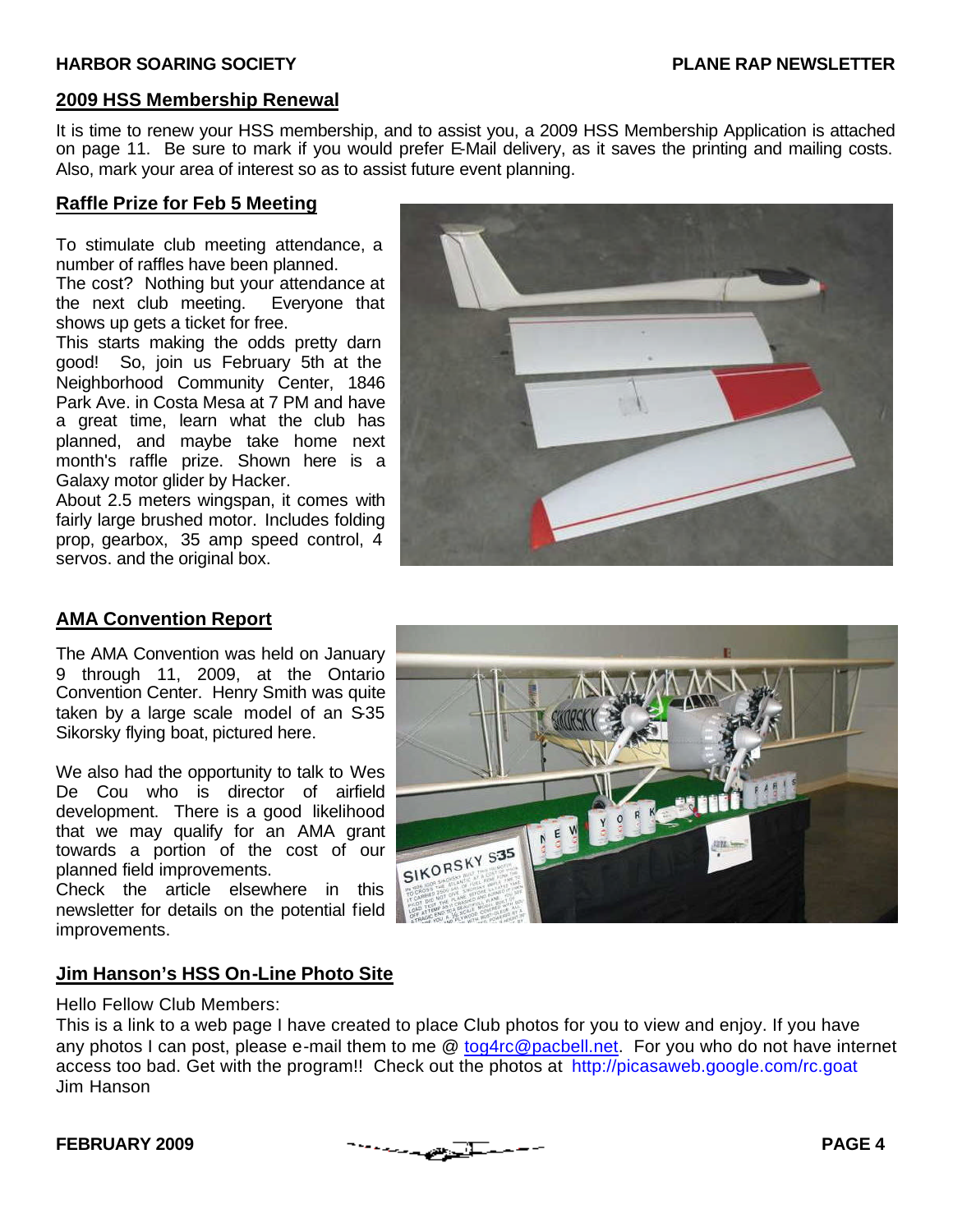## 2009 HSS Membership Renewal

It is time to renew your HSS membership, and to assist you, a 2009 HSS Membership Application is attached on page 11. Be sure to mark if you would prefer E-Mail delivery, as it saves the printing and mailing costs. Also, mark your area of interest so as to assist future event planning.

## Raffle Prize for Feb 5 Meeting

To stimulate club meeting attendance, a number of raffles have been planned.
The cost? Nothing but your attendance at the next club meeting. Everyone that shows up gets a ticket for free.
This starts making the odds pretty darn good! So, join us February 5th at the Neighborhood Community Center, 1846 Park Ave. in Costa Mesa at 7 PM and have a great time, learn what the club has planned, and maybe take home next month's raffle prize. Shown here is a Galaxy motor glider by Hacker.
About 2.5 meters wingspan, it comes with fairly large brushed motor. Includes folding prop, gearbox, 35 amp speed control, 4 servos. and the original box.

## AMA Convention Report

The AMA Convention was held on January 9 through 11, 2009, at the Ontario Convention Center. Henry Smith was quite taken by a large scale model of an S-35 Sikorsky flying boat, pictured here.

We also had the opportunity to talk to Wes De Cou who is director of airfield development. There is a good likelihood that we may qualify for an AMA grant towards a portion of the cost of our planned field improvements.
Check the article elsewhere in this newsletter for details on the potential field improvements.

## Jim Hanson's HSS On-Line Photo Site

Hello Fellow Club Members:
This is a link to a web page I have created to place Club photos for you to view and enjoy. If you have any photos I can post, please e-mail them to me @ tog4rc@pacbell.net. For you who do not have internet access too bad. Get with the program!! Check out the photos at http://picasaweb.google.com/rc.goat
Jim Hanson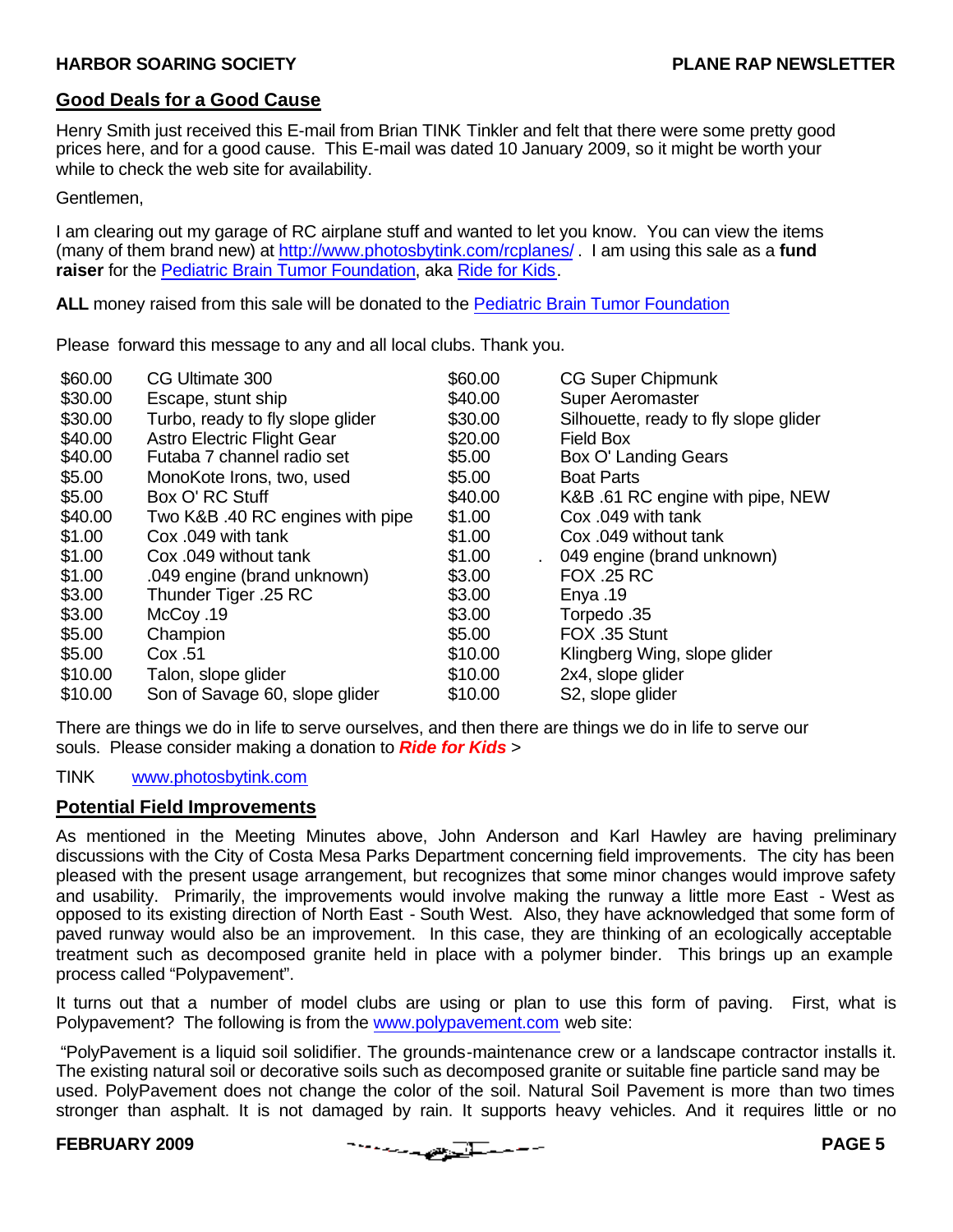## Good Deals for a Good Cause

Henry Smith just received this E-mail from Brian TINK Tinkler and felt that there were some pretty good prices here, and for a good cause. This E-mail was dated 10 January 2009, so it might be worth your while to check the web site for availability.

Gentlemen,

I am clearing out my garage of RC airplane stuff and wanted to let you know. You can view the items (many of them brand new) at http://www.photosbytink.com/rcplanes/ . I am using this sale as a **fund raiser** for the Pediatric Brain Tumor Foundation, aka Ride for Kids.

**ALL** money raised from this sale will be donated to the Pediatric Brain Tumor Foundation

Please forward this message to any and all local clubs. Thank you.

| | | | |
|---|---|---|---|
| $60.00 | CG Ultimate 300 | $60.00 | CG Super Chipmunk |
| $30.00 | Escape, stunt ship | $40.00 | Super Aeromaster |
| $30.00 | Turbo, ready to fly slope glider | $30.00 | Silhouette, ready to fly slope glider |
| $40.00 | Astro Electric Flight Gear | $20.00 | Field Box |
| $40.00 | Futaba 7 channel radio set | $5.00 | Box O' Landing Gears |
| $5.00 | MonoKote Irons, two, used | $5.00 | Boat Parts |
| $5.00 | Box O' RC Stuff | $40.00 | K&B .61 RC engine with pipe, NEW |
| $40.00 | Two K&B .40 RC engines with pipe | $1.00 | Cox .049 with tank |
| $1.00 | Cox .049 with tank | $1.00 | Cox .049 without tank |
| $1.00 | Cox .049 without tank | $1.00 | . 049 engine (brand unknown) |
| $1.00 | .049 engine (brand unknown) | $3.00 | FOX .25 RC |
| $3.00 | Thunder Tiger .25 RC | $3.00 | Enya .19 |
| $3.00 | McCoy .19 | $3.00 | Torpedo .35 |
| $5.00 | Champion | $5.00 | FOX .35 Stunt |
| $5.00 | Cox .51 | $10.00 | Klingberg Wing, slope glider |
| $10.00 | Talon, slope glider | $10.00 | 2x4, slope glider |
| $10.00 | Son of Savage 60, slope glider | $10.00 | S2, slope glider |

There are things we do in life to serve ourselves, and then there are things we do in life to serve our souls. Please consider making a donation to ***Ride for Kids*** >

TINK www.photosbytink.com

## Potential Field Improvements

As mentioned in the Meeting Minutes above, John Anderson and Karl Hawley are having preliminary discussions with the City of Costa Mesa Parks Department concerning field improvements. The city has been pleased with the present usage arrangement, but recognizes that some minor changes would improve safety and usability. Primarily, the improvements would involve making the runway a little more East - West as opposed to its existing direction of North East - South West. Also, they have acknowledged that some form of paved runway would also be an improvement. In this case, they are thinking of an ecologically acceptable treatment such as decomposed granite held in place with a polymer binder. This brings up an example process called "Polypavement".

It turns out that a number of model clubs are using or plan to use this form of paving. First, what is Polypavement? The following is from the www.polypavement.com web site:

"PolyPavement is a liquid soil solidifier. The grounds-maintenance crew or a landscape contractor installs it. The existing natural soil or decorative soils such as decomposed granite or suitable fine particle sand may be used. PolyPavement does not change the color of the soil. Natural Soil Pavement is more than two times stronger than asphalt. It is not damaged by rain. It supports heavy vehicles. And it requires little or no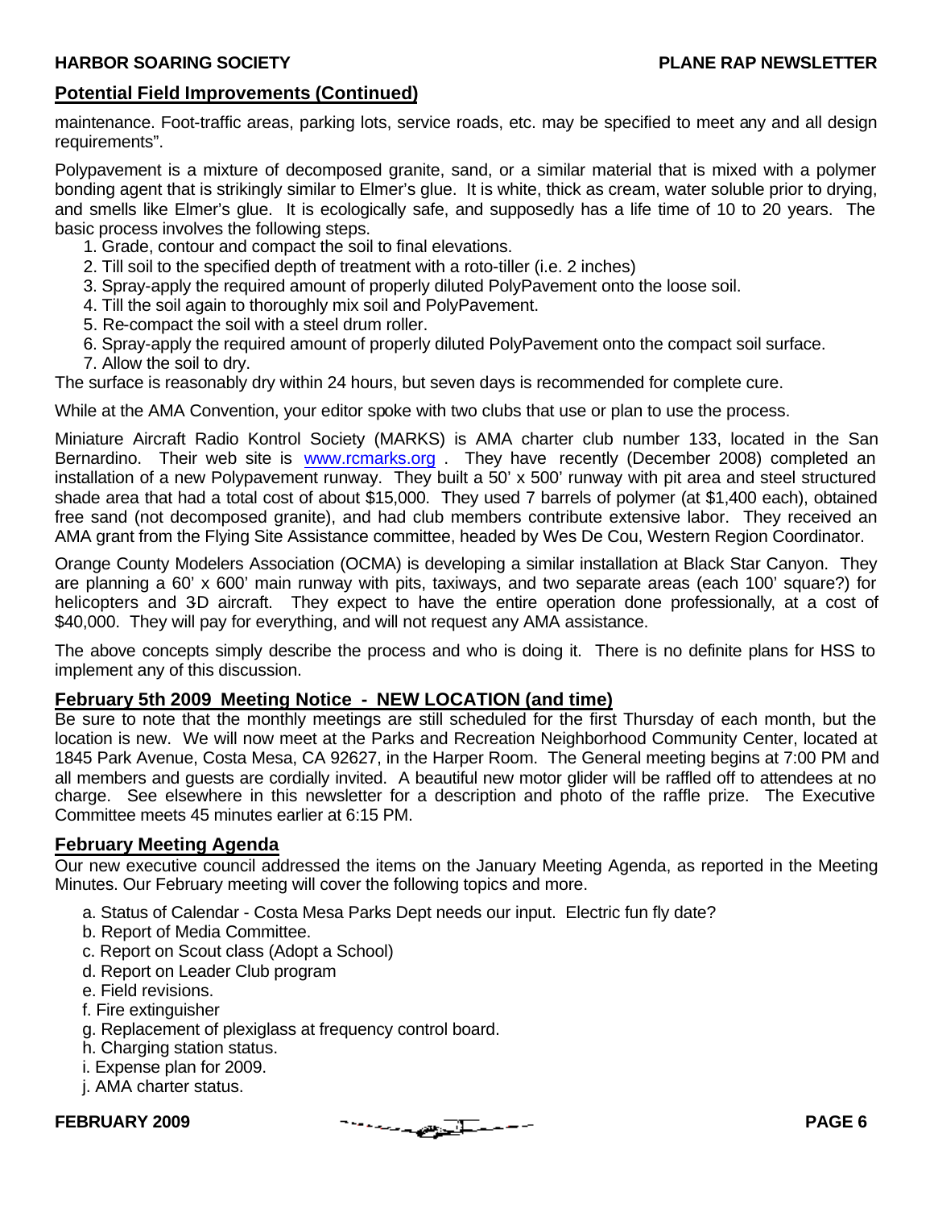## Potential Field Improvements (Continued)

maintenance. Foot-traffic areas, parking lots, service roads, etc. may be specified to meet any and all design requirements".

Polypavement is a mixture of decomposed granite, sand, or a similar material that is mixed with a polymer bonding agent that is strikingly similar to Elmer's glue. It is white, thick as cream, water soluble prior to drying, and smells like Elmer's glue. It is ecologically safe, and supposedly has a life time of 10 to 20 years. The basic process involves the following steps.

1. Grade, contour and compact the soil to final elevations.
2. Till soil to the specified depth of treatment with a roto-tiller (i.e. 2 inches)
3. Spray-apply the required amount of properly diluted PolyPavement onto the loose soil.
4. Till the soil again to thoroughly mix soil and PolyPavement.
5. Re-compact the soil with a steel drum roller.
6. Spray-apply the required amount of properly diluted PolyPavement onto the compact soil surface.
7. Allow the soil to dry.

The surface is reasonably dry within 24 hours, but seven days is recommended for complete cure.

While at the AMA Convention, your editor spoke with two clubs that use or plan to use the process.

Miniature Aircraft Radio Kontrol Society (MARKS) is AMA charter club number 133, located in the San Bernardino. Their web site is www.rcmarks.org . They have recently (December 2008) completed an installation of a new Polypavement runway. They built a 50' x 500' runway with pit area and steel structured shade area that had a total cost of about $15,000. They used 7 barrels of polymer (at $1,400 each), obtained free sand (not decomposed granite), and had club members contribute extensive labor. They received an AMA grant from the Flying Site Assistance committee, headed by Wes De Cou, Western Region Coordinator.

Orange County Modelers Association (OCMA) is developing a similar installation at Black Star Canyon. They are planning a 60' x 600' main runway with pits, taxiways, and two separate areas (each 100' square?) for helicopters and 3D aircraft. They expect to have the entire operation done professionally, at a cost of $40,000. They will pay for everything, and will not request any AMA assistance.

The above concepts simply describe the process and who is doing it. There is no definite plans for HSS to implement any of this discussion.

## February 5th 2009 Meeting Notice - NEW LOCATION (and time)

Be sure to note that the monthly meetings are still scheduled for the first Thursday of each month, but the location is new. We will now meet at the Parks and Recreation Neighborhood Community Center, located at 1845 Park Avenue, Costa Mesa, CA 92627, in the Harper Room. The General meeting begins at 7:00 PM and all members and guests are cordially invited. A beautiful new motor glider will be raffled off to attendees at no charge. See elsewhere in this newsletter for a description and photo of the raffle prize. The Executive Committee meets 45 minutes earlier at 6:15 PM.

## February Meeting Agenda

Our new executive council addressed the items on the January Meeting Agenda, as reported in the Meeting Minutes. Our February meeting will cover the following topics and more.

a. Status of Calendar - Costa Mesa Parks Dept needs our input. Electric fun fly date?
b. Report of Media Committee.
c. Report on Scout class (Adopt a School)
d. Report on Leader Club program
e. Field revisions.
f. Fire extinguisher
g. Replacement of plexiglass at frequency control board.
h. Charging station status.
i. Expense plan for 2009.
j. AMA charter status.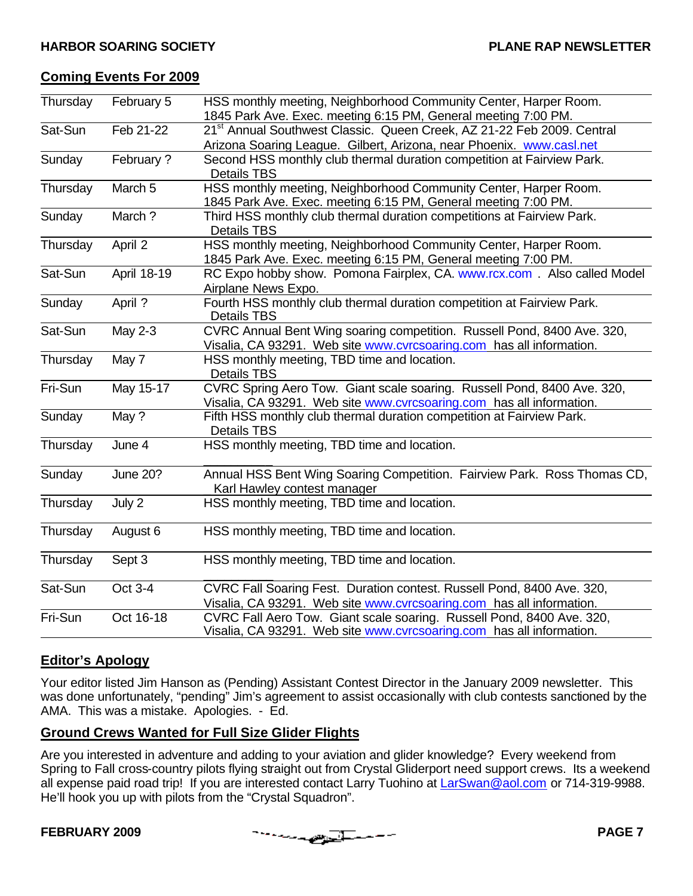## Coming Events For 2009

| | | |
|---|---|---|
| Thursday | February 5 | HSS monthly meeting, Neighborhood Community Center, Harper Room. 1845 Park Ave. Exec. meeting 6:15 PM, General meeting 7:00 PM. |
| Sat-Sun | Feb 21-22 | 21st Annual Southwest Classic. Queen Creek, AZ 21-22 Feb 2009. Central Arizona Soaring League. Gilbert, Arizona, near Phoenix. www.casl.net |
| Sunday | February ? | Second HSS monthly club thermal duration competition at Fairview Park. Details TBS |
| Thursday | March 5 | HSS monthly meeting, Neighborhood Community Center, Harper Room. 1845 Park Ave. Exec. meeting 6:15 PM, General meeting 7:00 PM. |
| Sunday | March ? | Third HSS monthly club thermal duration competitions at Fairview Park. Details TBS |
| Thursday | April 2 | HSS monthly meeting, Neighborhood Community Center, Harper Room. 1845 Park Ave. Exec. meeting 6:15 PM, General meeting 7:00 PM. |
| Sat-Sun | April 18-19 | RC Expo hobby show. Pomona Fairplex, CA. www.rcx.com . Also called Model Airplane News Expo. |
| Sunday | April ? | Fourth HSS monthly club thermal duration competition at Fairview Park. Details TBS |
| Sat-Sun | May 2-3 | CVRC Annual Bent Wing soaring competition. Russell Pond, 8400 Ave. 320, Visalia, CA 93291. Web site www.cvrcsoaring.com has all information. |
| Thursday | May 7 | HSS monthly meeting, TBD time and location. Details TBS |
| Fri-Sun | May 15-17 | CVRC Spring Aero Tow. Giant scale soaring. Russell Pond, 8400 Ave. 320, Visalia, CA 93291. Web site www.cvrcsoaring.com has all information. |
| Sunday | May ? | Fifth HSS monthly club thermal duration competition at Fairview Park. Details TBS |
| Thursday | June 4 | HSS monthly meeting, TBD time and location. |
| Sunday | June 20? | Annual HSS Bent Wing Soaring Competition. Fairview Park. Ross Thomas CD, Karl Hawley contest manager |
| Thursday | July 2 | HSS monthly meeting, TBD time and location. |
| Thursday | August 6 | HSS monthly meeting, TBD time and location. |
| Thursday | Sept 3 | HSS monthly meeting, TBD time and location. |
| Sat-Sun | Oct 3-4 | CVRC Fall Soaring Fest. Duration contest. Russell Pond, 8400 Ave. 320, Visalia, CA 93291. Web site www.cvrcsoaring.com has all information. |
| Fri-Sun | Oct 16-18 | CVRC Fall Aero Tow. Giant scale soaring. Russell Pond, 8400 Ave. 320, Visalia, CA 93291. Web site www.cvrcsoaring.com has all information. |

## Editor's Apology

Your editor listed Jim Hanson as (Pending) Assistant Contest Director in the January 2009 newsletter. This was done unfortunately, "pending" Jim's agreement to assist occasionally with club contests sanctioned by the AMA. This was a mistake. Apologies. - Ed.

## Ground Crews Wanted for Full Size Glider Flights

Are you interested in adventure and adding to your aviation and glider knowledge? Every weekend from Spring to Fall cross-country pilots flying straight out from Crystal Gliderport need support crews. Its a weekend all expense paid road trip! If you are interested contact Larry Tuohino at LarSwan@aol.com or 714-319-9988. He'll hook you up with pilots from the "Crystal Squadron".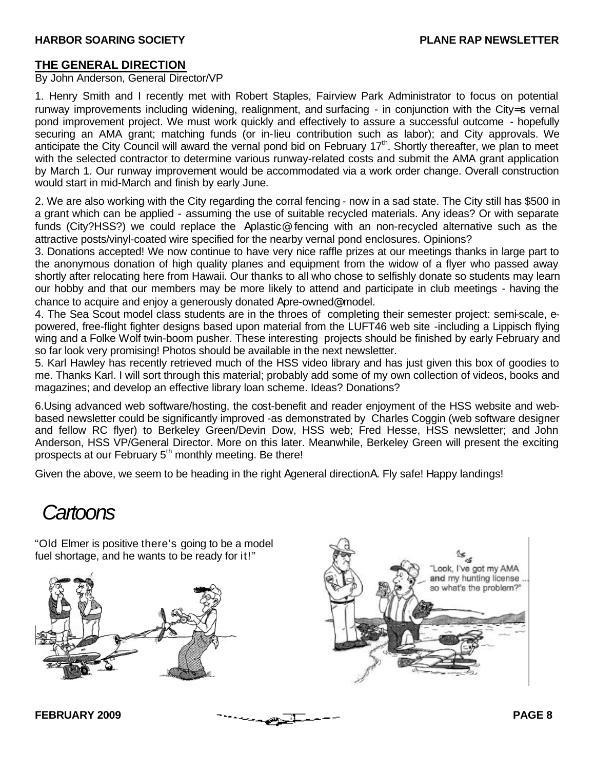## THE GENERAL DIRECTION

By John Anderson, General Director/VP

1. Henry Smith and I recently met with Robert Staples, Fairview Park Administrator to focus on potential runway improvements including widening, realignment, and surfacing - in conjunction with the City=s vernal pond improvement project. We must work quickly and effectively to assure a successful outcome - hopefully securing an AMA grant; matching funds (or in-lieu contribution such as labor); and City approvals. We anticipate the City Council will award the vernal pond bid on February 17th. Shortly thereafter, we plan to meet with the selected contractor to determine various runway-related costs and submit the AMA grant application by March 1. Our runway improvement would be accommodated via a work order change. Overall construction would start in mid-March and finish by early June.

2. We are also working with the City regarding the corral fencing - now in a sad state. The City still has $500 in a grant which can be applied - assuming the use of suitable recycled materials. Any ideas? Or with separate funds (City?HSS?) we could replace the Aplastic@ fencing with an non-recycled alternative such as the attractive posts/vinyl-coated wire specified for the nearby vernal pond enclosures. Opinions?

3. Donations accepted! We now continue to have very nice raffle prizes at our meetings thanks in large part to the anonymous donation of high quality planes and equipment from the widow of a flyer who passed away shortly after relocating here from Hawaii. Our thanks to all who chose to selfishly donate so students may learn our hobby and that our members may be more likely to attend and participate in club meetings - having the chance to acquire and enjoy a generously donated Apre-owned@ model.

4. The Sea Scout model class students are in the throes of completing their semester project: semi-scale, e-powered, free-flight fighter designs based upon material from the LUFT46 web site -including a Lippisch flying wing and a Folke Wolf twin-boom pusher. These interesting projects should be finished by early February and so far look very promising! Photos should be available in the next newsletter.

5. Karl Hawley has recently retrieved much of the HSS video library and has just given this box of goodies to me. Thanks Karl. I will sort through this material; probably add some of my own collection of videos, books and magazines; and develop an effective library loan scheme. Ideas? Donations?

6. Using advanced web software/hosting, the cost-benefit and reader enjoyment of the HSS website and web-based newsletter could be significantly improved -as demonstrated by Charles Coggin (web software designer and fellow RC flyer) to Berkeley Green/Devin Dow, HSS web; Fred Hesse, HSS newsletter; and John Anderson, HSS VP/General Director. More on this later. Meanwhile, Berkeley Green will present the exciting prospects at our February 5th monthly meeting. Be there!

Given the above, we seem to be heading in the right Ageneral directionA. Fly safe! Happy landings!

# *Cartoons*

"Old Elmer is positive there's going to be a model fuel shortage, and he wants to be ready for it!"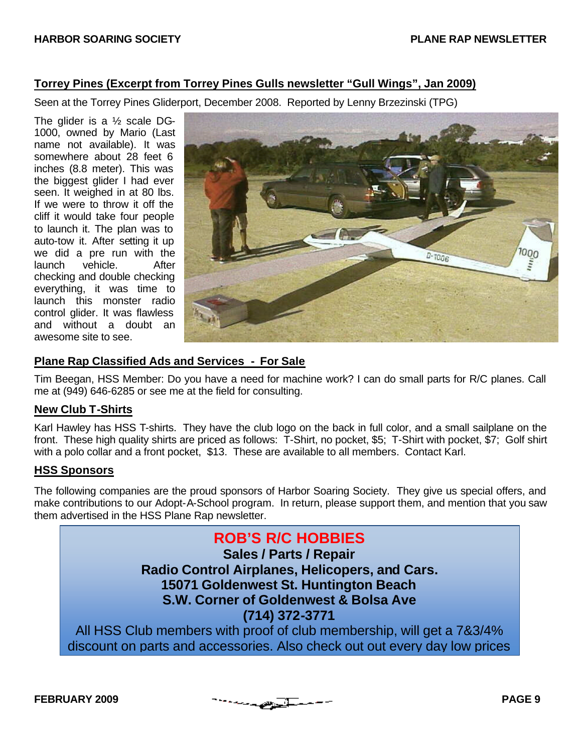## Torrey Pines (Excerpt from Torrey Pines Gulls newsletter "Gull Wings", Jan 2009)

Seen at the Torrey Pines Gliderport, December 2008. Reported by Lenny Brzezinski (TPG)

The glider is a ½ scale DG-1000, owned by Mario (Last name not available). It was somewhere about 28 feet 6 inches (8.8 meter). This was the biggest glider I had ever seen. It weighed in at 80 lbs. If we were to throw it off the cliff it would take four people to launch it. The plan was to auto-tow it. After setting it up we did a pre run with the launch vehicle. After checking and double checking everything, it was time to launch this monster radio control glider. It was flawless and without a doubt an awesome site to see.

## Plane Rap Classified Ads and Services - For Sale

Tim Beegan, HSS Member: Do you have a need for machine work? I can do small parts for R/C planes. Call me at (949) 646-6285 or see me at the field for consulting.

## New Club T-Shirts

Karl Hawley has HSS T-shirts. They have the club logo on the back in full color, and a small sailplane on the front. These high quality shirts are priced as follows: T-Shirt, no pocket, $5; T-Shirt with pocket, $7; Golf shirt with a polo collar and a front pocket, $13. These are available to all members. Contact Karl.

## HSS Sponsors

The following companies are the proud sponsors of Harbor Soaring Society. They give us special offers, and make contributions to our Adopt-A-School program. In return, please support them, and mention that you saw them advertised in the HSS Plane Rap newsletter.

**ROB'S R/C HOBBIES**

**Sales / Parts / Repair**

**Radio Control Airplanes, Helicopers, and Cars.**

**15071 Goldenwest St. Huntington Beach**

**S.W. Corner of Goldenwest & Bolsa Ave**

**(714) 372-3771**

All HSS Club members with proof of club membership, will get a 7&3/4% discount on parts and accessories. Also check out out every day low prices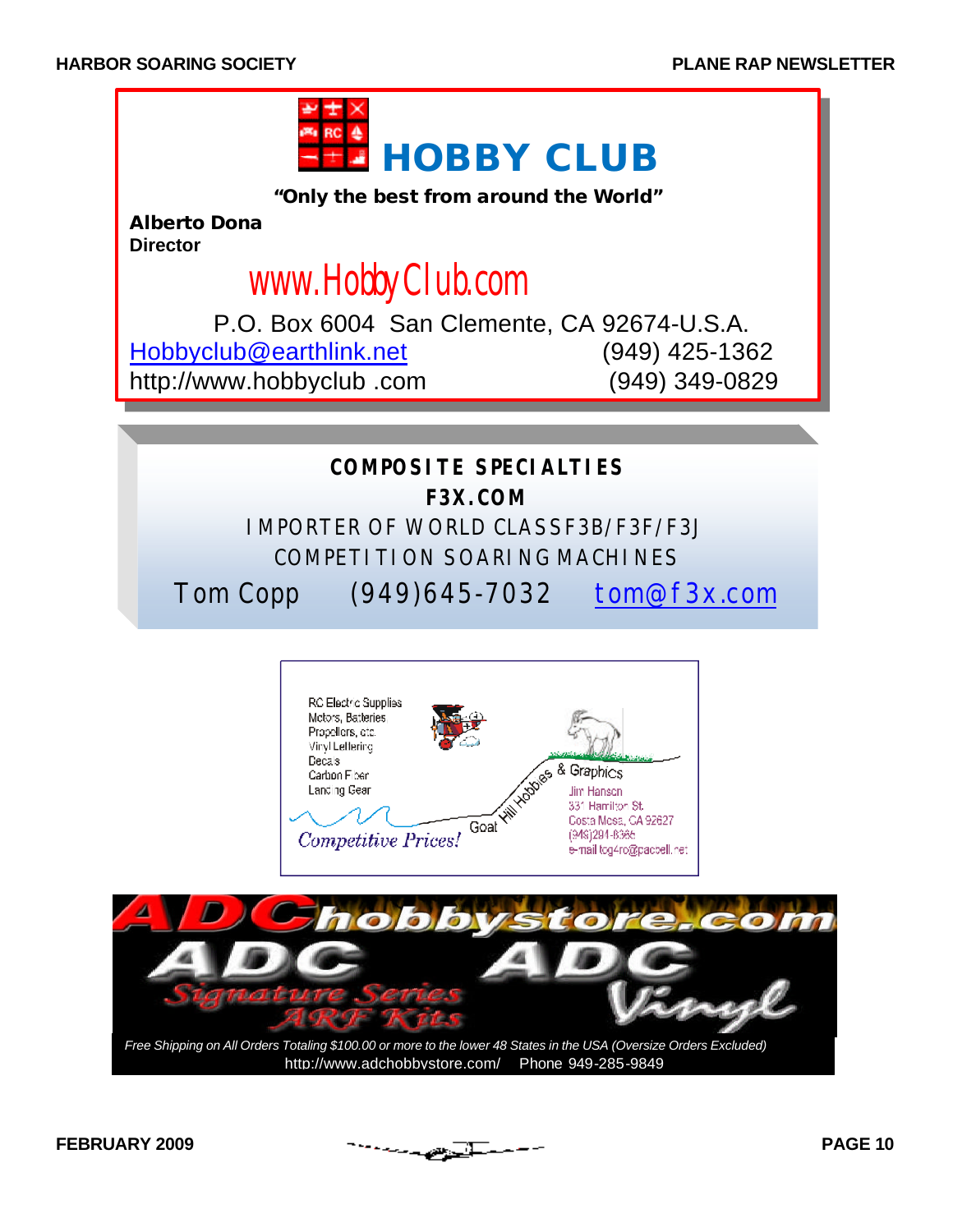## HOBBY CLUB

**"Only the best from around the World"**

**Alberto Dona**
**Director**

www.HobbyClub.com

P.O. Box 6004 San Clemente, CA 92674-U.S.A.

Hobbyclub@earthlink.net (949) 425-1362

http://www.hobbyclub .com (949) 349-0829

---

**COMPOSITE SPECIALTIES**

**F3X.COM**

IMPORTER OF WORLD CLASS F3B/F3F/F3J
COMPETITION SOARING MACHINES

Tom Copp (949)645-7032 tom@f3x.com

---

RC Electric Supplies
Motors, Batteries
Propellers, etc.
Vinyl Lettering
Decals
Carbon Fiber
Landing Gear

Goat Hill Hobbies & Graphics

Jim Hansen
331 Hamilton St.
Costa Mesa, CA 92627
(949)291-8365
e-mail tcg4rc@pacbell.net

*Competitive Prices!*

---

ADChobbystore.com

ADC Signature Series ARF Kits

ADC Vinyl

*Free Shipping on All Orders Totaling $100.00 or more to the lower 48 States in the USA (Oversize Orders Excluded)*

http://www.adchobbystore.com/ Phone 949-285-9849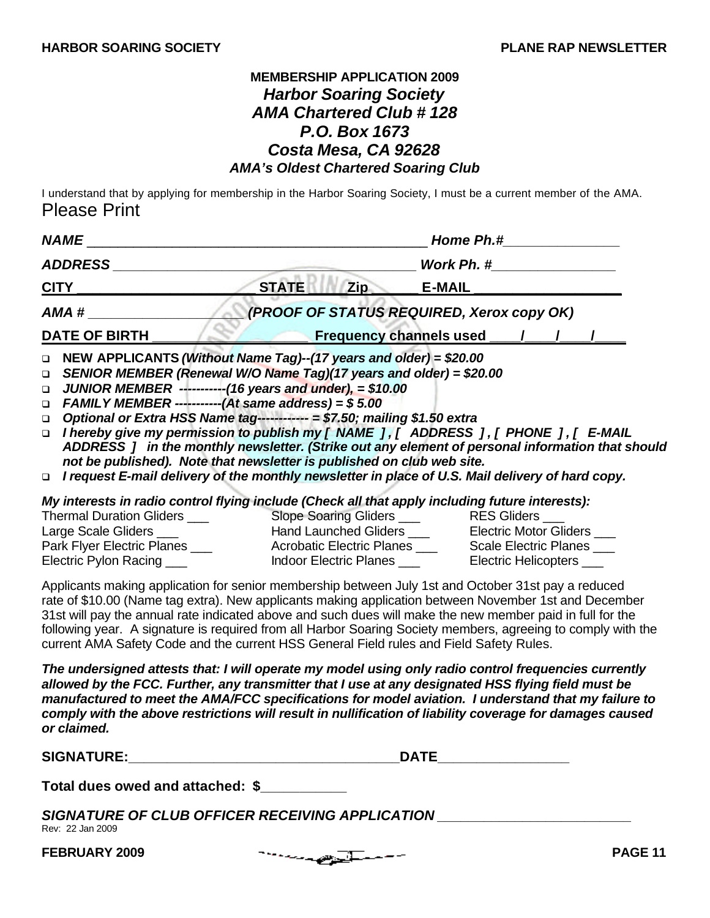## MEMBERSHIP APPLICATION 2009

### *Harbor Soaring Society*
### *AMA Chartered Club # 128*
### *P.O. Box 1673*
### *Costa Mesa, CA 92628*
#### *AMA's Oldest Chartered Soaring Club*

I understand that by applying for membership in the Harbor Soaring Society, I must be a current member of the AMA.

Please Print

***NAME*** ___________________________________________ ***Home Ph.#***_______________

***ADDRESS*** ______________________________________ ***Work Ph. #***________________

**CITY** ______________________ **STATE** _______ **Zip** _______ **E-MAIL** ___________________

***AMA #*** _________________ ***(PROOF OF STATUS REQUIRED, Xerox copy OK)***

**DATE OF BIRTH** ______________________ **Frequency channels used** ____/____/____/____

- **NEW APPLICANTS** ***(Without Name Tag)--(17 years and older) = $20.00***
- ***SENIOR MEMBER (Renewal W/O Name Tag)(17 years and older) = $20.00***
- ***JUNIOR MEMBER -----------(16 years and under), = $10.00***
- ***FAMILY MEMBER -----------(At same address) = $ 5.00***
- ***Optional or Extra HSS Name tag------------ = $7.50; mailing $1.50 extra***
- ***I hereby give my permission to publish my [ NAME ] , [ ADDRESS ] , [ PHONE ] , [ E-MAIL ADDRESS ] in the monthly newsletter. (Strike out any element of personal information that should not be published). Note that newsletter is published on club web site.***
- ***I request E-mail delivery of the monthly newsletter in place of U.S. Mail delivery of hard copy.***

***My interests in radio control flying include (Check all that apply including future interests):***

| | | |
|---|---|---|
| Thermal Duration Gliders ___ | Slope Soaring Gliders ___ | RES Gliders ___ |
| Large Scale Gliders ___ | Hand Launched Gliders ___ | Electric Motor Gliders ___ |
| Park Flyer Electric Planes ___ | Acrobatic Electric Planes ___ | Scale Electric Planes ___ |
| Electric Pylon Racing ___ | Indoor Electric Planes ___ | Electric Helicopters ___ |

Applicants making application for senior membership between July 1st and October 31st pay a reduced rate of $10.00 (Name tag extra). New applicants making application between November 1st and December 31st will pay the annual rate indicated above and such dues will make the new member paid in full for the following year. A signature is required from all Harbor Soaring Society members, agreeing to comply with the current AMA Safety Code and the current HSS General Field rules and Field Safety Rules.

***The undersigned attests that: I will operate my model using only radio control frequencies currently allowed by the FCC. Further, any transmitter that I use at any designated HSS flying field must be manufactured to meet the AMA/FCC specifications for model aviation. I understand that my failure to comply with the above restrictions will result in nullification of liability coverage for damages caused or claimed.***

**SIGNATURE:**___________________________________**DATE**_________________

**Total dues owed and attached: $**___________

***SIGNATURE OF CLUB OFFICER RECEIVING APPLICATION*** _________________________

Rev: 22 Jan 2009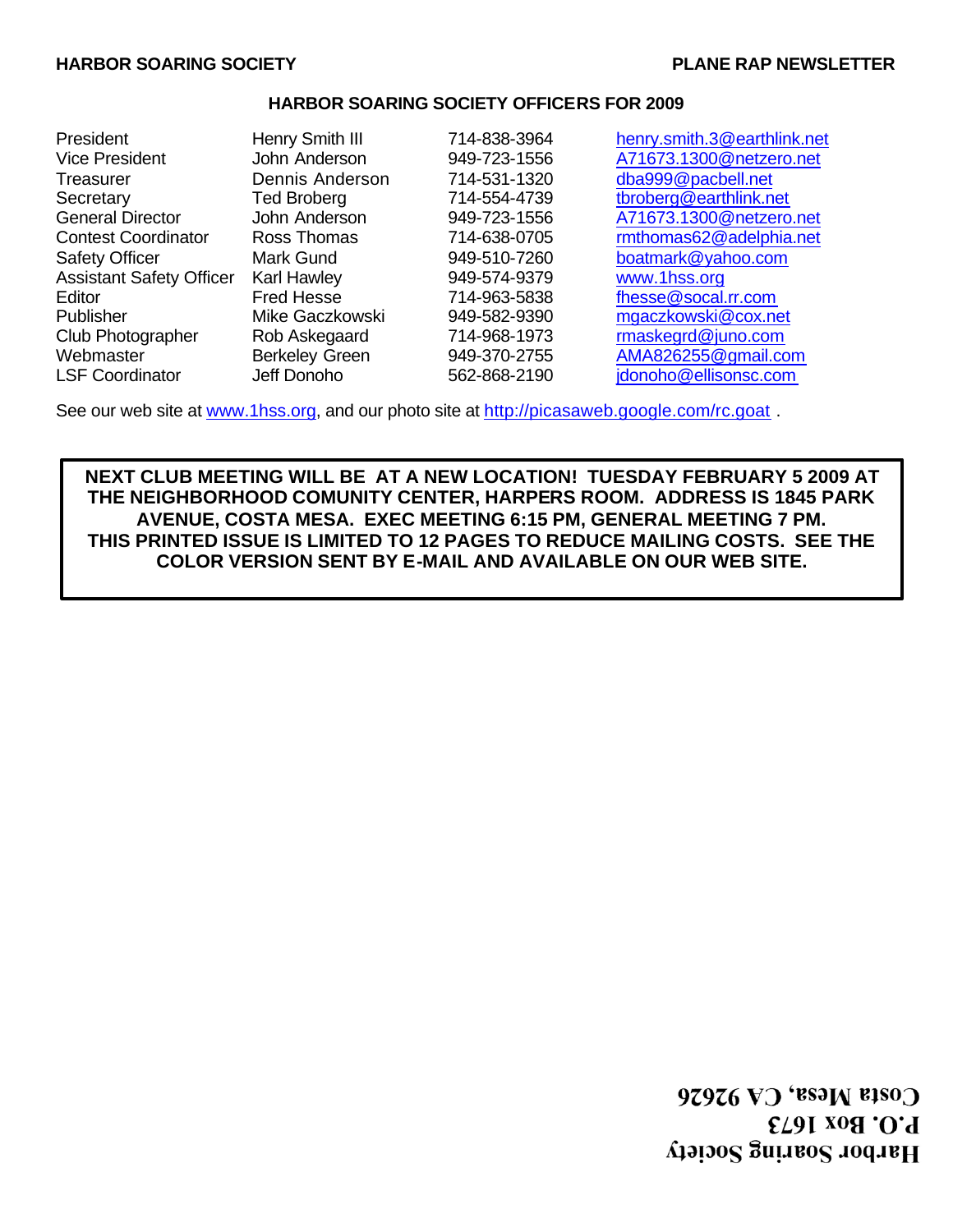## HARBOR SOARING SOCIETY OFFICERS FOR 2009

| | | | |
|---|---|---|---|
| President | Henry Smith III | 714-838-3964 | henry.smith.3@earthlink.net |
| Vice President | John Anderson | 949-723-1556 | A71673.1300@netzero.net |
| Treasurer | Dennis Anderson | 714-531-1320 | dba999@pacbell.net |
| Secretary | Ted Broberg | 714-554-4739 | tbroberg@earthlink.net |
| General Director | John Anderson | 949-723-1556 | A71673.1300@netzero.net |
| Contest Coordinator | Ross Thomas | 714-638-0705 | rmthomas62@adelphia.net |
| Safety Officer | Mark Gund | 949-510-7260 | boatmark@yahoo.com |
| Assistant Safety Officer | Karl Hawley | 949-574-9379 | www.1hss.org |
| Editor | Fred Hesse | 714-963-5838 | fhesse@socal.rr.com |
| Publisher | Mike Gaczkowski | 949-582-9390 | mgaczkowski@cox.net |
| Club Photographer | Rob Askegaard | 714-968-1973 | rmaskegrd@juno.com |
| Webmaster | Berkeley Green | 949-370-2755 | AMA826255@gmail.com |
| LSF Coordinator | Jeff Donoho | 562-868-2190 | jdonoho@ellisonsc.com |

See our web site at www.1hss.org, and our photo site at http://picasaweb.google.com/rc.goat .

**NEXT CLUB MEETING WILL BE AT A NEW LOCATION! TUESDAY FEBRUARY 5 2009 AT THE NEIGHBORHOOD COMUNITY CENTER, HARPERS ROOM. ADDRESS IS 1845 PARK AVENUE, COSTA MESA. EXEC MEETING 6:15 PM, GENERAL MEETING 7 PM. THIS PRINTED ISSUE IS LIMITED TO 12 PAGES TO REDUCE MAILING COSTS. SEE THE COLOR VERSION SENT BY E-MAIL AND AVAILABLE ON OUR WEB SITE.**

**Harbor Soaring Society**
**P.O. Box 1673**
**Costa Mesa, CA 92626**